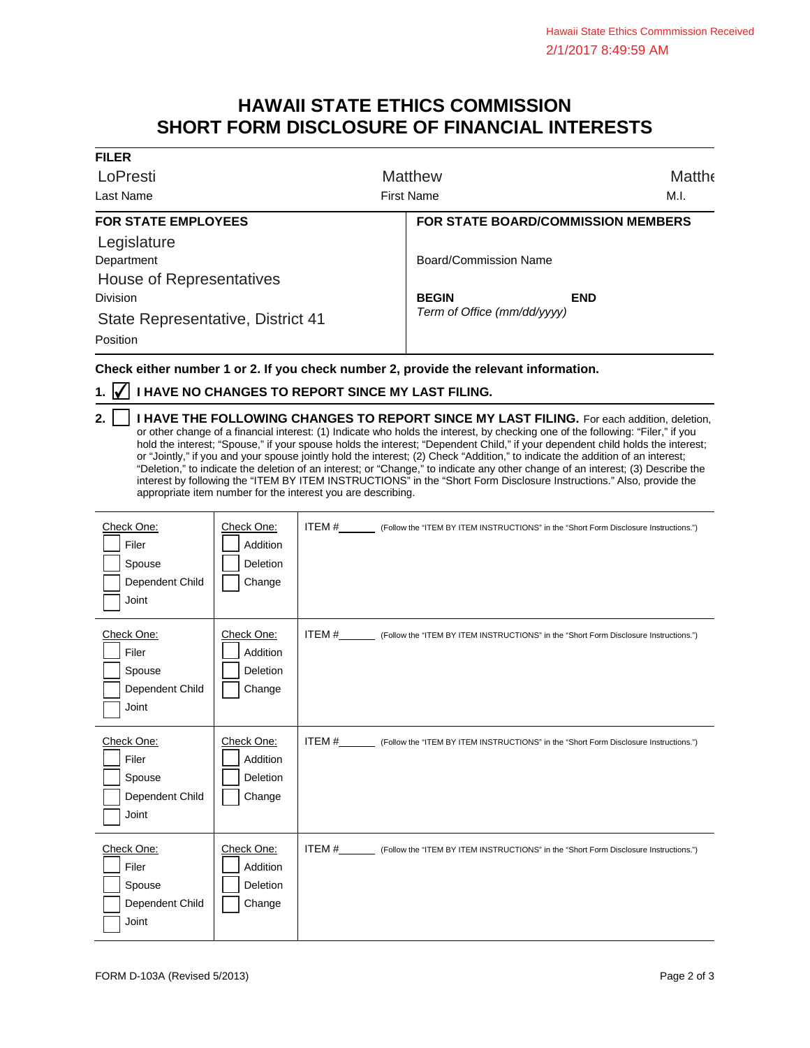Hawaii State Ethics Commmission Received
2/1/2017 8:49:59 AM

# HAWAII STATE ETHICS COMMISSION
# SHORT FORM DISCLOSURE OF FINANCIAL INTERESTS

**FILER**

| LoPresti | Matthew | Matthe |
|---|---|---|
| Last Name | First Name | M.I. |

| **FOR STATE EMPLOYEES** | **FOR STATE BOARD/COMMISSION MEMBERS** |
|---|---|
| Legislature<br>Department | Board/Commission Name |
| House of Representatives<br>Division | **BEGIN** **END**<br>*Term of Office (mm/dd/yyyy)* |
| State Representative, District 41<br>Position | |

**Check either number 1 or 2. If you check number 2, provide the relevant information.**

1. ☑ **I HAVE NO CHANGES TO REPORT SINCE MY LAST FILING.**

2. ☐ **I HAVE THE FOLLOWING CHANGES TO REPORT SINCE MY LAST FILING.** For each addition, deletion, or other change of a financial interest: (1) Indicate who holds the interest, by checking one of the following: "Filer," if you hold the interest; "Spouse," if your spouse holds the interest; "Dependent Child," if your dependent child holds the interest; or "Jointly," if you and your spouse jointly hold the interest; (2) Check "Addition," to indicate the addition of an interest; "Deletion," to indicate the deletion of an interest; or "Change," to indicate any other change of an interest; (3) Describe the interest by following the "ITEM BY ITEM INSTRUCTIONS" in the "Short Form Disclosure Instructions." Also, provide the appropriate item number for the interest you are describing.

| Check One: | Check One: | |
|---|---|---|
| ☐ Filer<br>☐ Spouse<br>☐ Dependent Child<br>☐ Joint | ☐ Addition<br>☐ Deletion<br>☐ Change | ITEM #______ (Follow the "ITEM BY ITEM INSTRUCTIONS" in the "Short Form Disclosure Instructions.") |
| ☐ Filer<br>☐ Spouse<br>☐ Dependent Child<br>☐ Joint | ☐ Addition<br>☐ Deletion<br>☐ Change | ITEM #______ (Follow the "ITEM BY ITEM INSTRUCTIONS" in the "Short Form Disclosure Instructions.") |
| ☐ Filer<br>☐ Spouse<br>☐ Dependent Child<br>☐ Joint | ☐ Addition<br>☐ Deletion<br>☐ Change | ITEM #______ (Follow the "ITEM BY ITEM INSTRUCTIONS" in the "Short Form Disclosure Instructions.") |
| ☐ Filer<br>☐ Spouse<br>☐ Dependent Child<br>☐ Joint | ☐ Addition<br>☐ Deletion<br>☐ Change | ITEM #______ (Follow the "ITEM BY ITEM INSTRUCTIONS" in the "Short Form Disclosure Instructions.") |

FORM D-103A (Revised 5/2013)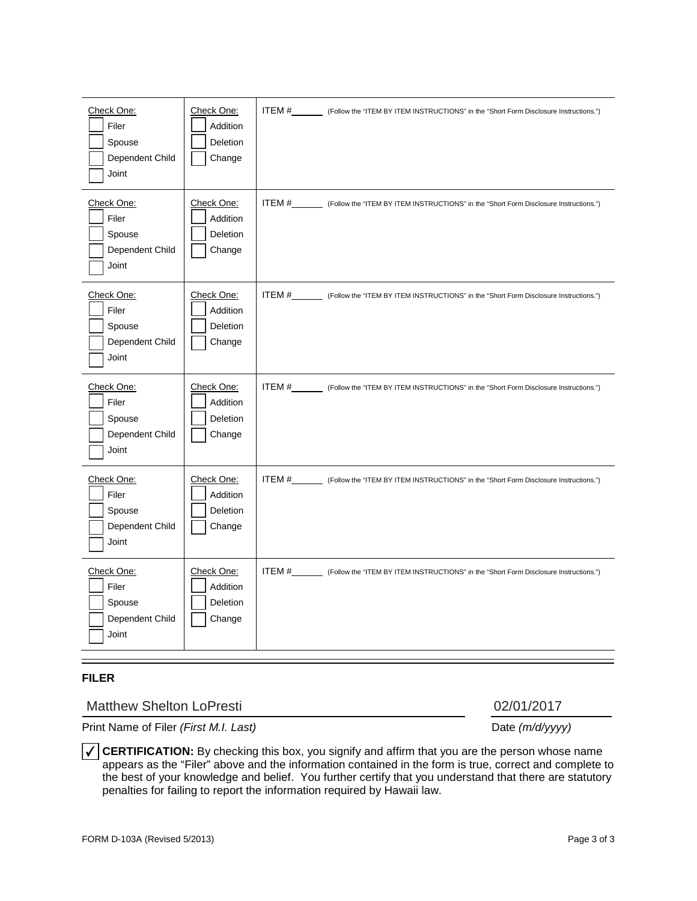| | | |
|---|---|---|
| Check One:<br>☐ Filer<br>☐ Spouse<br>☐ Dependent Child<br>☐ Joint | Check One:<br>☐ Addition<br>☐ Deletion<br>☐ Change | ITEM #\_\_\_\_\_\_ (Follow the "ITEM BY ITEM INSTRUCTIONS" in the "Short Form Disclosure Instructions.") |
| Check One:<br>☐ Filer<br>☐ Spouse<br>☐ Dependent Child<br>☐ Joint | Check One:<br>☐ Addition<br>☐ Deletion<br>☐ Change | ITEM #\_\_\_\_\_\_ (Follow the "ITEM BY ITEM INSTRUCTIONS" in the "Short Form Disclosure Instructions.") |
| Check One:<br>☐ Filer<br>☐ Spouse<br>☐ Dependent Child<br>☐ Joint | Check One:<br>☐ Addition<br>☐ Deletion<br>☐ Change | ITEM #\_\_\_\_\_\_ (Follow the "ITEM BY ITEM INSTRUCTIONS" in the "Short Form Disclosure Instructions.") |
| Check One:<br>☐ Filer<br>☐ Spouse<br>☐ Dependent Child<br>☐ Joint | Check One:<br>☐ Addition<br>☐ Deletion<br>☐ Change | ITEM #\_\_\_\_\_\_ (Follow the "ITEM BY ITEM INSTRUCTIONS" in the "Short Form Disclosure Instructions.") |
| Check One:<br>☐ Filer<br>☐ Spouse<br>☐ Dependent Child<br>☐ Joint | Check One:<br>☐ Addition<br>☐ Deletion<br>☐ Change | ITEM #\_\_\_\_\_\_ (Follow the "ITEM BY ITEM INSTRUCTIONS" in the "Short Form Disclosure Instructions.") |
| Check One:<br>☐ Filer<br>☐ Spouse<br>☐ Dependent Child<br>☐ Joint | Check One:<br>☐ Addition<br>☐ Deletion<br>☐ Change | ITEM #\_\_\_\_\_\_ (Follow the "ITEM BY ITEM INSTRUCTIONS" in the "Short Form Disclosure Instructions.") |

**FILER**

Matthew Shelton LoPresti — 02/01/2017

Print Name of Filer *(First M.I. Last)* — Date *(m/d/yyyy)*

☑ **CERTIFICATION:** By checking this box, you signify and affirm that you are the person whose name appears as the "Filer" above and the information contained in the form is true, correct and complete to the best of your knowledge and belief. You further certify that you understand that there are statutory penalties for failing to report the information required by Hawaii law.

FORM D-103A (Revised 5/2013)